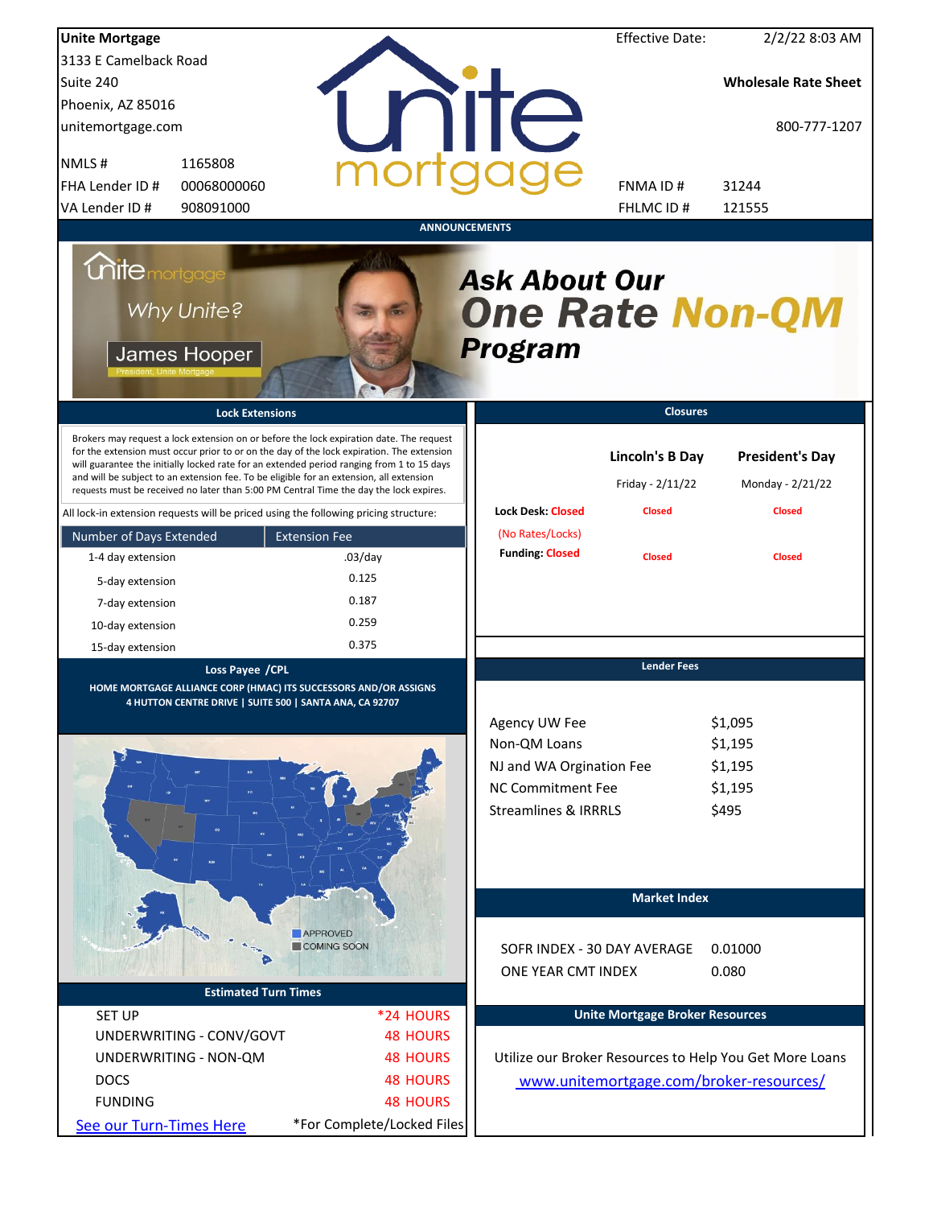**Unite Mortgage**
3133 E Camelback Road
Suite 240
Phoenix, AZ 85016
unitemortgage.com

| | |
|---|---|
| NMLS # | 1165808 |
| FHA Lender ID # | 00068000060 |
| VA Lender ID # | 908091000 |

Effective Date: 2/2/22 8:03 AM

**Wholesale Rate Sheet**

800-777-1207

| | |
|---|---|
| FNMA ID # | 31244 |
| FHLMC ID # | 121555 |

## ANNOUNCEMENTS

Unite mortgage — Why Unite? — James Hooper, President, Unite Mortgage

***Ask About Our One Rate Non-QM Program***

## Lock Extensions

Brokers may request a lock extension on or before the lock expiration date. The request for the extension must occur prior to or on the day of the lock expiration. The extension will guarantee the initially locked rate for an extended period ranging from 1 to 15 days and will be subject to an extension fee. To be eligible for an extension, all extension requests must be received no later than 5:00 PM Central Time the day the lock expires.

All lock-in extension requests will be priced using the following pricing structure:

| Number of Days Extended | Extension Fee |
|---|---|
| 1-4 day extension | .03/day |
| 5-day extension | 0.125 |
| 7-day extension | 0.187 |
| 10-day extension | 0.259 |
| 15-day extension | 0.375 |

## Closures

| | Lincoln's B Day | President's Day |
|---|---|---|
| | Friday - 2/11/22 | Monday - 2/21/22 |
| Lock Desk: Closed (No Rates/Locks) | Closed | Closed |
| Funding: Closed | Closed | Closed |

## Loss Payee /CPL

**HOME MORTGAGE ALLIANCE CORP (HMAC) ITS SUCCESSORS AND/OR ASSIGNS**
**4 HUTTON CENTRE DRIVE | SUITE 500 | SANTA ANA, CA 92707**

APPROVED
COMING SOON

## Lender Fees

| | |
|---|---|
| Agency UW Fee | $1,095 |
| Non-QM Loans | $1,195 |
| NJ and WA Orgination Fee | $1,195 |
| NC Commitment Fee | $1,195 |
| Streamlines & IRRRLS | $495 |

## Market Index

| | |
|---|---|
| SOFR INDEX - 30 DAY AVERAGE | 0.01000 |
| ONE YEAR CMT INDEX | 0.080 |

## Estimated Turn Times

| | |
|---|---|
| SET UP | *24 HOURS |
| UNDERWRITING - CONV/GOVT | 48 HOURS |
| UNDERWRITING - NON-QM | 48 HOURS |
| DOCS | 48 HOURS |
| FUNDING | 48 HOURS |

See our Turn-Times Here

*For Complete/Locked Files

## Unite Mortgage Broker Resources

Utilize our Broker Resources to Help You Get More Loans
www.unitemortgage.com/broker-resources/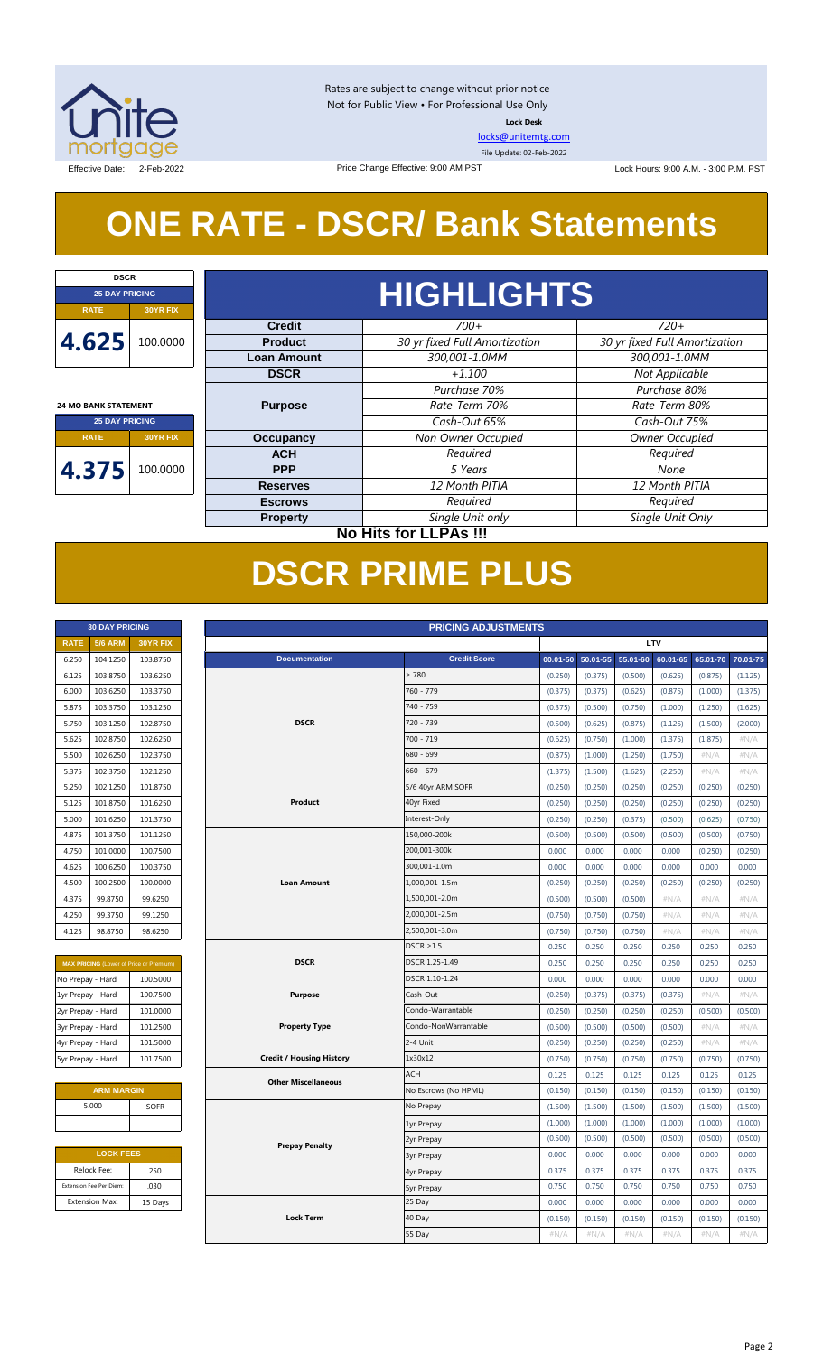Rates are subject to change without prior notice
Not for Public View • For Professional Use Only
**Lock Desk**
locks@unitemtg.com
File Update: 02-Feb-2022

Effective Date: 2-Feb-2022 | Price Change Effective: 9:00 AM PST | Lock Hours: 9:00 A.M. - 3:00 P.M. PST

# ONE RATE - DSCR/ Bank Statements

| DSCR | |
|---|---|
| 25 DAY PRICING | |
| RATE | 30YR FIX |
| 4.625 | 100.0000 |

| 24 MO BANK STATEMENT | |
|---|---|
| 25 DAY PRICING | |
| RATE | 30YR FIX |
| 4.375 | 100.0000 |

## HIGHLIGHTS

| | | |
|---|---|---|
| **Credit** | *700+* | *720+* |
| **Product** | *30 yr fixed Full Amortization* | *30 yr fixed Full Amortization* |
| **Loan Amount** | *300,001-1.0MM* | *300,001-1.0MM* |
| **DSCR** | *+1.100* | *Not Applicable* |
| **Purpose** | *Purchase 70%*<br>*Rate-Term 70%*<br>*Cash-Out 65%* | *Purchase 80%*<br>*Rate-Term 80%*<br>*Cash-Out 75%* |
| **Occupancy** | *Non Owner Occupied* | *Owner Occupied* |
| **ACH** | *Required* | *Required* |
| **PPP** | *5 Years* | *None* |
| **Reserves** | *12 Month PITIA* | *12 Month PITIA* |
| **Escrows** | *Required* | *Required* |
| **Property** | *Single Unit only* | *Single Unit Only* |

**No Hits for LLPAs !!!**

# DSCR PRIME PLUS

| 30 DAY PRICING | | |
|---|---|---|
| RATE | 5/6 ARM | 30YR FIX |
| 6.250 | 104.1250 | 103.8750 |
| 6.125 | 103.8750 | 103.6250 |
| 6.000 | 103.6250 | 103.3750 |
| 5.875 | 103.3750 | 103.1250 |
| 5.750 | 103.1250 | 102.8750 |
| 5.625 | 102.8750 | 102.6250 |
| 5.500 | 102.6250 | 102.3750 |
| 5.375 | 102.3750 | 102.1250 |
| 5.250 | 102.1250 | 101.8750 |
| 5.125 | 101.8750 | 101.6250 |
| 5.000 | 101.6250 | 101.3750 |
| 4.875 | 101.3750 | 101.1250 |
| 4.750 | 101.0000 | 100.7500 |
| 4.625 | 100.6250 | 100.3750 |
| 4.500 | 100.2500 | 100.0000 |
| 4.375 | 99.8750 | 99.6250 |
| 4.250 | 99.3750 | 99.1250 |
| 4.125 | 98.8750 | 98.6250 |

| MAX PRICING (Lower of Price or Premium) | |
|---|---|
| No Prepay - Hard | 100.5000 |
| 1yr Prepay - Hard | 100.7500 |
| 2yr Prepay - Hard | 101.0000 |
| 3yr Prepay - Hard | 101.2500 |
| 4yr Prepay - Hard | 101.5000 |
| 5yr Prepay - Hard | 101.7500 |

| ARM MARGIN | |
|---|---|
| 5.000 | SOFR |

| LOCK FEES | |
|---|---|
| Relock Fee: | .250 |
| Extension Fee Per Diem: | .030 |
| Extension Max: | 15 Days |

| PRICING ADJUSTMENTS | | | | | | | |
|---|---|---|---|---|---|---|---|
| | | LTV | | | | | |
| **Documentation** | **Credit Score** | 00.01-50 | 50.01-55 | 55.01-60 | 60.01-65 | 65.01-70 | 70.01-75 |
| DSCR | ≥ 780 | (0.250) | (0.375) | (0.500) | (0.625) | (0.875) | (1.125) |
| | 760 - 779 | (0.375) | (0.375) | (0.625) | (0.875) | (1.000) | (1.375) |
| | 740 - 759 | (0.375) | (0.500) | (0.750) | (1.000) | (1.250) | (1.625) |
| | 720 - 739 | (0.500) | (0.625) | (0.875) | (1.125) | (1.500) | (2.000) |
| | 700 - 719 | (0.625) | (0.750) | (1.000) | (1.375) | (1.875) | #N/A |
| | 680 - 699 | (0.875) | (1.000) | (1.250) | (1.750) | #N/A | #N/A |
| | 660 - 679 | (1.375) | (1.500) | (1.625) | (2.250) | #N/A | #N/A |
| Product | 5/6 40yr ARM SOFR | (0.250) | (0.250) | (0.250) | (0.250) | (0.250) | (0.250) |
| | 40yr Fixed | (0.250) | (0.250) | (0.250) | (0.250) | (0.250) | (0.250) |
| | Interest-Only | (0.250) | (0.250) | (0.375) | (0.500) | (0.625) | (0.750) |
| Loan Amount | 150,000-200k | (0.500) | (0.500) | (0.500) | (0.500) | (0.500) | (0.750) |
| | 200,001-300k | 0.000 | 0.000 | 0.000 | 0.000 | (0.250) | (0.250) |
| | 300,001-1.0m | 0.000 | 0.000 | 0.000 | 0.000 | 0.000 | 0.000 |
| | 1,000,001-1.5m | (0.250) | (0.250) | (0.250) | (0.250) | (0.250) | (0.250) |
| | 1,500,001-2.0m | (0.500) | (0.500) | (0.500) | #N/A | #N/A | #N/A |
| | 2,000,001-2.5m | (0.750) | (0.750) | (0.750) | #N/A | #N/A | #N/A |
| | 2,500,001-3.0m | (0.750) | (0.750) | (0.750) | #N/A | #N/A | #N/A |
| DSCR | DSCR ≥1.5 | 0.250 | 0.250 | 0.250 | 0.250 | 0.250 | 0.250 |
| | DSCR 1.25-1.49 | 0.250 | 0.250 | 0.250 | 0.250 | 0.250 | 0.250 |
| | DSCR 1.10-1.24 | 0.000 | 0.000 | 0.000 | 0.000 | 0.000 | 0.000 |
| Purpose | Cash-Out | (0.250) | (0.375) | (0.375) | (0.375) | #N/A | #N/A |
| Property Type | Condo-Warrantable | (0.250) | (0.250) | (0.250) | (0.250) | (0.500) | (0.500) |
| | Condo-NonWarrantable | (0.500) | (0.500) | (0.500) | (0.500) | #N/A | #N/A |
| | 2-4 Unit | (0.250) | (0.250) | (0.250) | (0.250) | #N/A | #N/A |
| Credit / Housing History | 1x30x12 | (0.750) | (0.750) | (0.750) | (0.750) | (0.750) | (0.750) |
| Other Miscellaneous | ACH | 0.125 | 0.125 | 0.125 | 0.125 | 0.125 | 0.125 |
| | No Escrows (No HPML) | (0.150) | (0.150) | (0.150) | (0.150) | (0.150) | (0.150) |
| Prepay Penalty | No Prepay | (1.500) | (1.500) | (1.500) | (1.500) | (1.500) | (1.500) |
| | 1yr Prepay | (1.000) | (1.000) | (1.000) | (1.000) | (1.000) | (1.000) |
| | 2yr Prepay | (0.500) | (0.500) | (0.500) | (0.500) | (0.500) | (0.500) |
| | 3yr Prepay | 0.000 | 0.000 | 0.000 | 0.000 | 0.000 | 0.000 |
| | 4yr Prepay | 0.375 | 0.375 | 0.375 | 0.375 | 0.375 | 0.375 |
| | 5yr Prepay | 0.750 | 0.750 | 0.750 | 0.750 | 0.750 | 0.750 |
| Lock Term | 25 Day | 0.000 | 0.000 | 0.000 | 0.000 | 0.000 | 0.000 |
| | 40 Day | (0.150) | (0.150) | (0.150) | (0.150) | (0.150) | (0.150) |
| | 55 Day | #N/A | #N/A | #N/A | #N/A | #N/A | #N/A |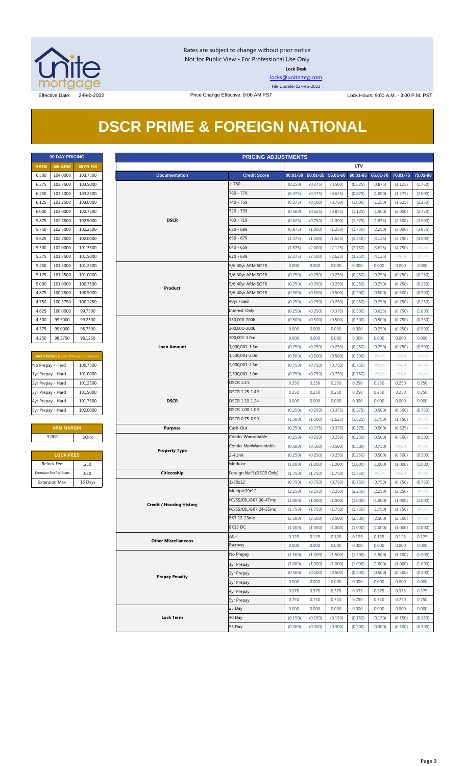Rates are subject to change without prior notice
Not for Public View • For Professional Use Only
**Lock Desk**
locks@unitemtg.com
File Update: 02-Feb-2022

Effective Date: 2-Feb-2022 | Price Change Effective: 9:00 AM PST | Lock Hours: 9:00 A.M. - 3:00 P.M. PST

# DSCR PRIME & FOREIGN NATIONAL

| 30 DAY PRICING | | |
|---|---|---|
| RATE | 5/6 ARM | 30YR FIX |
| 6.500 | 104.0000 | 103.7500 |
| 6.375 | 103.7500 | 103.5000 |
| 6.250 | 103.5000 | 103.2500 |
| 6.125 | 103.2500 | 103.0000 |
| 6.000 | 103.0000 | 102.7500 |
| 5.875 | 102.7500 | 102.5000 |
| 5.750 | 102.5000 | 102.2500 |
| 5.625 | 102.2500 | 102.0000 |
| 5.500 | 102.0000 | 101.7500 |
| 5.375 | 101.7500 | 101.5000 |
| 5.250 | 101.5000 | 101.2500 |
| 5.125 | 101.2500 | 101.0000 |
| 5.000 | 101.0000 | 100.7500 |
| 4.875 | 100.7500 | 100.5000 |
| 4.750 | 100.3750 | 100.1250 |
| 4.625 | 100.0000 | 99.7500 |
| 4.500 | 99.5000 | 99.2500 |
| 4.375 | 99.0000 | 98.7500 |
| 4.250 | 98.3750 | 98.1250 |

| MAX PRICING (Lower of Price or Premium) | |
|---|---|
| No Prepay - Hard | 100.7500 |
| 1yr Prepay - Hard | 101.0000 |
| 2yr Prepay - Hard | 101.2500 |
| 3yr Prepay - Hard | 101.5000 |
| 4yr Prepay - Hard | 101.7500 |
| 5yr Prepay - Hard | 102.0000 |

| ARM MARGIN | |
|---|---|
| 5.000 | SOFR |

| LOCK FEES | |
|---|---|
| Relock Fee: | .250 |
| Extension Fee Per Diem: | .030 |
| Extension Max: | 15 Days |

| PRICING ADJUSTMENTS | | | | | | | | |
|---|---|---|---|---|---|---|---|---|
| | | LTV | | | | | | |
| Documentation | Credit Score | 00.01-50 | 50.01-55 | 55.01-60 | 60.01-65 | 65.01-70 | 70.01-75 | 75.01-80 |
| DSCR | ≥ 780 | (0.250) | (0.375) | (0.500) | (0.625) | (0.875) | (1.125) | (1.750) |
| | 760 - 779 | (0.375) | (0.375) | (0.625) | (0.875) | (1.000) | (1.375) | (2.000) |
| | 740 - 759 | (0.375) | (0.500) | (0.750) | (1.000) | (1.250) | (1.625) | (2.250) |
| | 720 - 739 | (0.500) | (0.625) | (0.875) | (1.125) | (1.500) | (2.000) | (2.750) |
| | 700 - 719 | (0.625) | (0.750) | (1.000) | (1.375) | (1.875) | (2.500) | (3.500) |
| | 680 - 699 | (0.875) | (1.000) | (1.250) | (1.750) | (2.250) | (3.000) | (3.875) |
| | 660 - 679 | (1.375) | (1.500) | (1.625) | (2.250) | (3.125) | (3.750) | (4.500) |
| | 640 - 659 | (1.875) | (2.000) | (2.125) | (2.750) | (3.625) | (4.750) | #N/A |
| | 620 - 639 | (2.375) | (2.500) | (2.625) | (3.250) | (4.125) | #N/A | #N/A |
| Product | 5/6 30yr ARM SOFR | 0.000 | 0.000 | 0.000 | 0.000 | 0.000 | 0.000 | 0.000 |
| | 7/6 30yr ARM SOFR | (0.250) | (0.250) | (0.250) | (0.250) | (0.250) | (0.250) | (0.250) |
| | 5/6 40yr ARM SOFR | (0.250) | (0.250) | (0.250) | (0.250) | (0.250) | (0.250) | (0.250) |
| | 7/6 40yr ARM SOFR | (0.500) | (0.500) | (0.500) | (0.500) | (0.500) | (0.500) | (0.500) |
| | 40yr Fixed | (0.250) | (0.250) | (0.250) | (0.250) | (0.250) | (0.250) | (0.250) |
| | Interest-Only | (0.250) | (0.250) | (0.375) | (0.500) | (0.625) | (0.750) | (1.000) |
| Loan Amount | 150,000-200k | (0.500) | (0.500) | (0.500) | (0.500) | (0.500) | (0.750) | (0.750) |
| | 200,001-300k | 0.000 | 0.000 | 0.000 | 0.000 | (0.250) | (0.250) | (0.500) |
| | 300,001-1.0m | 0.000 | 0.000 | 0.000 | 0.000 | 0.000 | 0.000 | 0.000 |
| | 1,000,001-1.5m | (0.250) | (0.250) | (0.250) | (0.250) | (0.250) | (0.250) | (0.500) |
| | 1,500,001-2.0m | (0.500) | (0.500) | (0.500) | (0.500) | #N/A | #N/A | #N/A |
| | 2,000,001-2.5m | (0.750) | (0.750) | (0.750) | (0.750) | #N/A | #N/A | #N/A |
| | 2,500,001-3.0m | (0.750) | (0.750) | (0.750) | (0.750) | #N/A | #N/A | #N/A |
| DSCR | DSCR ≥1.5 | 0.250 | 0.250 | 0.250 | 0.250 | 0.250 | 0.250 | 0.250 |
| | DSCR 1.25-1.49 | 0.250 | 0.250 | 0.250 | 0.250 | 0.250 | 0.250 | 0.250 |
| | DSCR 1.10-1.24 | 0.000 | 0.000 | 0.000 | 0.000 | 0.000 | 0.000 | 0.000 |
| | DSCR 1.00-1.09 | (0.250) | (0.250) | (0.375) | (0.375) | (0.500) | (0.500) | (0.750) |
| | DSCR 0.75-0.99 | (1.500) | (1.500) | (1.625) | (1.625) | (1.750) | (1.750) | #N/A |
| Purpose | Cash-Out | (0.250) | (0.375) | (0.375) | (0.375) | (0.500) | (0.625) | #N/A |
| Property Type | Condo-Warrantable | (0.250) | (0.250) | (0.250) | (0.250) | (0.500) | (0.500) | (0.500) |
| | Condo-NonWarrantable | (0.500) | (0.500) | (0.500) | (0.500) | (0.750) | #N/A | #N/A |
| | 2-4Unit | (0.250) | (0.250) | (0.250) | (0.250) | (0.500) | (0.500) | (0.500) |
| | Modular | (1.000) | (1.000) | (1.000) | (1.000) | (1.000) | (1.000) | (1.000) |
| Citizenship | Foreign Nat'l (DSCR Only) | (1.750) | (1.750) | (1.750) | (1.750) | #N/A | #N/A | #N/A |
| Credit / Housing History | 1x30x12 | (0.750) | (0.750) | (0.750) | (0.750) | (0.750) | (0.750) | (0.750) |
| | Multiple30x12 | (2.250) | (2.250) | (2.250) | (2.250) | (2.250) | (2.250) | #N/A |
| | FC/SS/DIL/BK7 36-47mo | (1.000) | (1.000) | (1.000) | (1.000) | (1.000) | (1.000) | (1.000) |
| | FC/SS/DIL/BK7 24-35mo | (1.750) | (1.750) | (1.750) | (1.750) | (1.750) | (1.750) | #N/A |
| | BK7 12-23mo | (2.500) | (2.500) | (2.500) | (2.500) | (2.500) | (2.500) | #N/A |
| | BK13 DC | (1.000) | (1.000) | (1.000) | (1.000) | (1.000) | (1.000) | (1.000) |
| Other Miscellaneous | ACH | 0.125 | 0.125 | 0.125 | 0.125 | 0.125 | 0.125 | 0.125 |
| | Escrows | 0.000 | 0.000 | 0.000 | 0.000 | 0.000 | 0.000 | 0.000 |
| Prepay Penalty | No Prepay | (1.500) | (1.500) | (1.500) | (1.500) | (1.500) | (1.500) | (1.500) |
| | 1yr Prepay | (1.000) | (1.000) | (1.000) | (1.000) | (1.000) | (1.000) | (1.000) |
| | 2yr Prepay | (0.500) | (0.500) | (0.500) | (0.500) | (0.500) | (0.500) | (0.500) |
| | 3yr Prepay | 0.000 | 0.000 | 0.000 | 0.000 | 0.000 | 0.000 | 0.000 |
| | 4yr Prepay | 0.375 | 0.375 | 0.375 | 0.375 | 0.375 | 0.375 | 0.375 |
| | 5yr Prepay | 0.750 | 0.750 | 0.750 | 0.750 | 0.750 | 0.750 | 0.750 |
| Lock Term | 25 Day | 0.000 | 0.000 | 0.000 | 0.000 | 0.000 | 0.000 | 0.000 |
| | 40 Day | (0.150) | (0.150) | (0.150) | (0.150) | (0.150) | (0.150) | (0.150) |
| | 55 Day | (0.300) | (0.300) | (0.300) | (0.300) | (0.300) | (0.300) | (0.300) |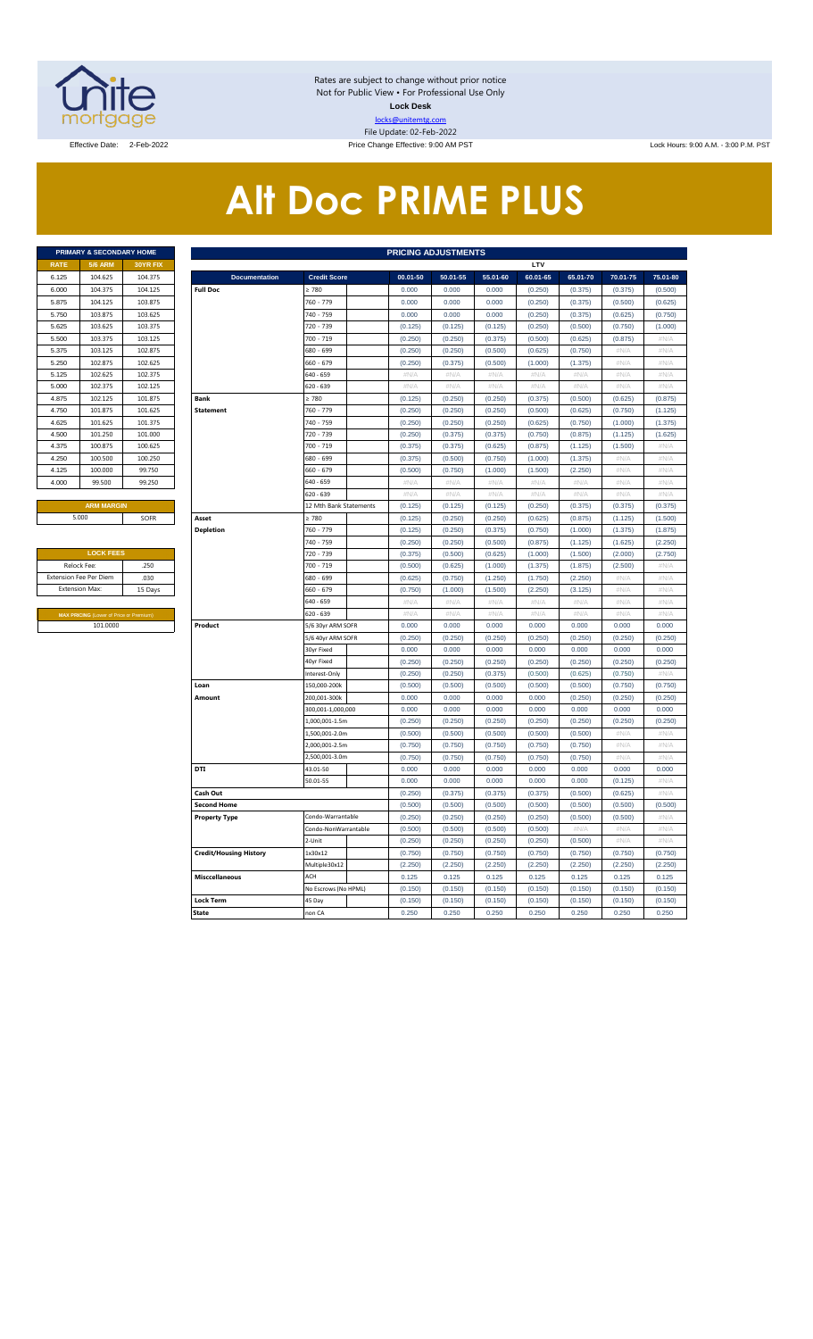Rates are subject to change without prior notice
Not for Public View • For Professional Use Only
**Lock Desk**
locks@unitemtg.com
File Update: 02-Feb-2022

Effective Date: 2-Feb-2022 | Price Change Effective: 9:00 AM PST | Lock Hours: 9:00 A.M. - 3:00 P.M. PST

# Alt Doc PRIME PLUS

| PRIMARY & SECONDARY HOME | | |
|---|---|---|
| RATE | 5/6 ARM | 30YR FIX |
| 6.125 | 104.625 | 104.375 |
| 6.000 | 104.375 | 104.125 |
| 5.875 | 104.125 | 103.875 |
| 5.750 | 103.875 | 103.625 |
| 5.625 | 103.625 | 103.375 |
| 5.500 | 103.375 | 103.125 |
| 5.375 | 103.125 | 102.875 |
| 5.250 | 102.875 | 102.625 |
| 5.125 | 102.625 | 102.375 |
| 5.000 | 102.375 | 102.125 |
| 4.875 | 102.125 | 101.875 |
| 4.750 | 101.875 | 101.625 |
| 4.625 | 101.625 | 101.375 |
| 4.500 | 101.250 | 101.000 |
| 4.375 | 100.875 | 100.625 |
| 4.250 | 100.500 | 100.250 |
| 4.125 | 100.000 | 99.750 |
| 4.000 | 99.500 | 99.250 |

| ARM MARGIN | |
|---|---|
| 5.000 | SOFR |

| LOCK FEES | |
|---|---|
| Relock Fee: | .250 |
| Extension Fee Per Diem | .030 |
| Extension Max: | 15 Days |

| MAX PRICING (Lower of Price or Premium) |
|---|
| 101.0000 |

| PRICING ADJUSTMENTS | | | | | | | | | |
|---|---|---|---|---|---|---|---|---|---|
| | | | LTV | | | | | | |
| Documentation | Credit Score | | 00.01-50 | 50.01-55 | 55.01-60 | 60.01-65 | 65.01-70 | 70.01-75 | 75.01-80 |
| Full Doc | ≥ 780 | | 0.000 | 0.000 | 0.000 | (0.250) | (0.375) | (0.375) | (0.500) |
| | 760 - 779 | | 0.000 | 0.000 | 0.000 | (0.250) | (0.375) | (0.500) | (0.625) |
| | 740 - 759 | | 0.000 | 0.000 | 0.000 | (0.250) | (0.375) | (0.625) | (0.750) |
| | 720 - 739 | | (0.125) | (0.125) | (0.125) | (0.250) | (0.500) | (0.750) | (1.000) |
| | 700 - 719 | | (0.250) | (0.250) | (0.375) | (0.500) | (0.625) | (0.875) | #N/A |
| | 680 - 699 | | (0.250) | (0.250) | (0.500) | (0.625) | (0.750) | #N/A | #N/A |
| | 660 - 679 | | (0.250) | (0.375) | (0.500) | (1.000) | (1.375) | #N/A | #N/A |
| | 640 - 659 | | #N/A | #N/A | #N/A | #N/A | #N/A | #N/A | #N/A |
| | 620 - 639 | | #N/A | #N/A | #N/A | #N/A | #N/A | #N/A | #N/A |
| Bank | ≥ 780 | | (0.125) | (0.250) | (0.250) | (0.375) | (0.500) | (0.625) | (0.875) |
| Statement | 760 - 779 | | (0.250) | (0.250) | (0.250) | (0.500) | (0.625) | (0.750) | (1.125) |
| | 740 - 759 | | (0.250) | (0.250) | (0.250) | (0.625) | (0.750) | (1.000) | (1.375) |
| | 720 - 739 | | (0.250) | (0.375) | (0.375) | (0.750) | (0.875) | (1.125) | (1.625) |
| | 700 - 719 | | (0.375) | (0.375) | (0.625) | (0.875) | (1.125) | (1.500) | #N/A |
| | 680 - 699 | | (0.375) | (0.500) | (0.750) | (1.000) | (1.375) | #N/A | #N/A |
| | 660 - 679 | | (0.500) | (0.750) | (1.000) | (1.500) | (2.250) | #N/A | #N/A |
| | 640 - 659 | | #N/A | #N/A | #N/A | #N/A | #N/A | #N/A | #N/A |
| | 620 - 639 | | #N/A | #N/A | #N/A | #N/A | #N/A | #N/A | #N/A |
| | 12 Mth Bank Statements | | (0.125) | (0.125) | (0.125) | (0.250) | (0.375) | (0.375) | (0.375) |
| Asset | ≥ 780 | | (0.125) | (0.250) | (0.250) | (0.625) | (0.875) | (1.125) | (1.500) |
| Depletion | 760 - 779 | | (0.125) | (0.250) | (0.375) | (0.750) | (1.000) | (1.375) | (1.875) |
| | 740 - 759 | | (0.250) | (0.250) | (0.500) | (0.875) | (1.125) | (1.625) | (2.250) |
| | 720 - 739 | | (0.375) | (0.500) | (0.625) | (1.000) | (1.500) | (2.000) | (2.750) |
| | 700 - 719 | | (0.500) | (0.625) | (1.000) | (1.375) | (1.875) | (2.500) | #N/A |
| | 680 - 699 | | (0.625) | (0.750) | (1.250) | (1.750) | (2.250) | #N/A | #N/A |
| | 660 - 679 | | (0.750) | (1.000) | (1.500) | (2.250) | (3.125) | #N/A | #N/A |
| | 640 - 659 | | #N/A | #N/A | #N/A | #N/A | #N/A | #N/A | #N/A |
| | 620 - 639 | | #N/A | #N/A | #N/A | #N/A | #N/A | #N/A | #N/A |
| Product | 5/6 30yr ARM SOFR | | 0.000 | 0.000 | 0.000 | 0.000 | 0.000 | 0.000 | 0.000 |
| | 5/6 40yr ARM SOFR | | (0.250) | (0.250) | (0.250) | (0.250) | (0.250) | (0.250) | (0.250) |
| | 30yr Fixed | | 0.000 | 0.000 | 0.000 | 0.000 | 0.000 | 0.000 | 0.000 |
| | 40yr Fixed | | (0.250) | (0.250) | (0.250) | (0.250) | (0.250) | (0.250) | (0.250) |
| | Interest-Only | | (0.250) | (0.250) | (0.375) | (0.500) | (0.625) | (0.750) | #N/A |
| Loan | 150,000-200k | | (0.500) | (0.500) | (0.500) | (0.500) | (0.500) | (0.750) | (0.750) |
| Amount | 200,001-300k | | 0.000 | 0.000 | 0.000 | 0.000 | (0.250) | (0.250) | (0.250) |
| | 300,001-1,000,000 | | 0.000 | 0.000 | 0.000 | 0.000 | 0.000 | 0.000 | 0.000 |
| | 1,000,001-1.5m | | (0.250) | (0.250) | (0.250) | (0.250) | (0.250) | (0.250) | (0.250) |
| | 1,500,001-2.0m | | (0.500) | (0.500) | (0.500) | (0.500) | (0.500) | #N/A | #N/A |
| | 2,000,001-2.5m | | (0.750) | (0.750) | (0.750) | (0.750) | (0.750) | #N/A | #N/A |
| | 2,500,001-3.0m | | (0.750) | (0.750) | (0.750) | (0.750) | (0.750) | #N/A | #N/A |
| DTI | 43.01-50 | | 0.000 | 0.000 | 0.000 | 0.000 | 0.000 | 0.000 | 0.000 |
| | 50.01-55 | | 0.000 | 0.000 | 0.000 | 0.000 | 0.000 | (0.125) | #N/A |
| Cash Out | | | (0.250) | (0.375) | (0.375) | (0.375) | (0.500) | (0.625) | #N/A |
| Second Home | | | (0.500) | (0.500) | (0.500) | (0.500) | (0.500) | (0.500) | (0.500) |
| Property Type | Condo-Warrantable | | (0.250) | (0.250) | (0.250) | (0.250) | (0.500) | (0.500) | #N/A |
| | Condo-NonWarrantable | | (0.500) | (0.500) | (0.500) | (0.500) | #N/A | #N/A | #N/A |
| | 2-Unit | | (0.250) | (0.250) | (0.250) | (0.250) | (0.500) | #N/A | #N/A |
| Credit/Housing History | 1x30x12 | | (0.750) | (0.750) | (0.750) | (0.750) | (0.750) | (0.750) | (0.750) |
| | Multiple30x12 | | (2.250) | (2.250) | (2.250) | (2.250) | (2.250) | (2.250) | (2.250) |
| Misccellaneous | ACH | | 0.125 | 0.125 | 0.125 | 0.125 | 0.125 | 0.125 | 0.125 |
| | No Escrows (No HPML) | | (0.150) | (0.150) | (0.150) | (0.150) | (0.150) | (0.150) | (0.150) |
| Lock Term | 45 Day | | (0.150) | (0.150) | (0.150) | (0.150) | (0.150) | (0.150) | (0.150) |
| State | non CA | | 0.250 | 0.250 | 0.250 | 0.250 | 0.250 | 0.250 | 0.250 |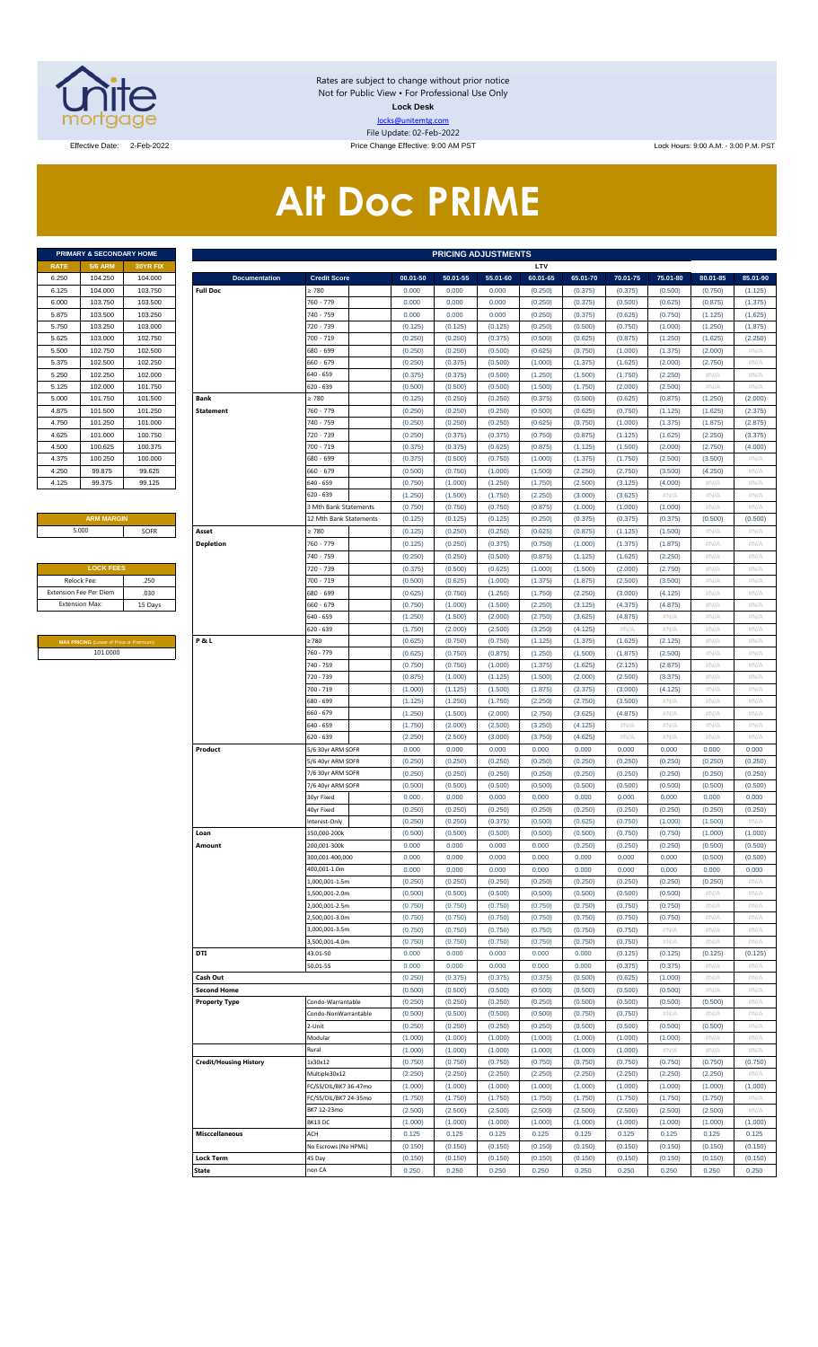Rates are subject to change without prior notice
Not for Public View • For Professional Use Only
**Lock Desk**
locks@unitemtg.com
File Update: 02-Feb-2022

Effective Date: 2-Feb-2022 | Price Change Effective: 9:00 AM PST | Lock Hours: 9:00 A.M. - 3:00 P.M. PST

# Alt Doc PRIME

| PRIMARY & SECONDARY HOME | | |
|---|---|---|
| RATE | 5/6 ARM | 30YR FIX |
| 6.250 | 104.250 | 104.000 |
| 6.125 | 104.000 | 103.750 |
| 6.000 | 103.750 | 103.500 |
| 5.875 | 103.500 | 103.250 |
| 5.750 | 103.250 | 103.000 |
| 5.625 | 103.000 | 102.750 |
| 5.500 | 102.750 | 102.500 |
| 5.375 | 102.500 | 102.250 |
| 5.250 | 102.250 | 102.000 |
| 5.125 | 102.000 | 101.750 |
| 5.000 | 101.750 | 101.500 |
| 4.875 | 101.500 | 101.250 |
| 4.750 | 101.250 | 101.000 |
| 4.625 | 101.000 | 100.750 |
| 4.500 | 100.625 | 100.375 |
| 4.375 | 100.250 | 100.000 |
| 4.250 | 99.875 | 99.625 |
| 4.125 | 99.375 | 99.125 |

| ARM MARGIN | |
|---|---|
| 5.000 | SOFR |

| LOCK FEES | |
|---|---|
| Relock Fee: | .250 |
| Extension Fee Per Diem | .030 |
| Extension Max: | 15 Days |

| MAX PRICING (Lower of Price or Premium) |
|---|
| 101.0000 |

**PRICING ADJUSTMENTS**

| Documentation | Credit Score | LTV 00.01-50 | 50.01-55 | 55.01-60 | 60.01-65 | 65.01-70 | 70.01-75 | 75.01-80 | 80.01-85 | 85.01-90 |
|---|---|---|---|---|---|---|---|---|---|---|
| Full Doc | ≥ 780 | 0.000 | 0.000 | 0.000 | (0.250) | (0.375) | (0.375) | (0.500) | (0.750) | (1.125) |
| | 760 - 779 | 0.000 | 0.000 | 0.000 | (0.250) | (0.375) | (0.500) | (0.625) | (0.875) | (1.375) |
| | 740 - 759 | 0.000 | 0.000 | 0.000 | (0.250) | (0.375) | (0.625) | (0.750) | (1.125) | (1.625) |
| | 720 - 739 | (0.125) | (0.125) | (0.125) | (0.250) | (0.500) | (0.750) | (1.000) | (1.250) | (1.875) |
| | 700 - 719 | (0.250) | (0.250) | (0.375) | (0.500) | (0.625) | (0.875) | (1.250) | (1.625) | (2.250) |
| | 680 - 699 | (0.250) | (0.250) | (0.500) | (0.625) | (0.750) | (1.000) | (1.375) | (2.000) | #N/A |
| | 660 - 679 | (0.250) | (0.375) | (0.500) | (1.000) | (1.375) | (1.625) | (2.000) | (2.750) | #N/A |
| | 640 - 659 | (0.375) | (0.375) | (0.500) | (1.250) | (1.500) | (1.750) | (2.250) | #N/A | #N/A |
| | 620 - 639 | (0.500) | (0.500) | (0.500) | (1.500) | (1.750) | (2.000) | (2.500) | #N/A | #N/A |
| Bank Statement | ≥ 780 | (0.125) | (0.250) | (0.250) | (0.375) | (0.500) | (0.625) | (0.875) | (1.250) | (2.000) |
| | 760 - 779 | (0.250) | (0.250) | (0.250) | (0.500) | (0.625) | (0.750) | (1.125) | (1.625) | (2.375) |
| | 740 - 759 | (0.250) | (0.250) | (0.250) | (0.625) | (0.750) | (1.000) | (1.375) | (1.875) | (2.875) |
| | 720 - 739 | (0.250) | (0.375) | (0.375) | (0.750) | (0.875) | (1.125) | (1.625) | (2.250) | (3.375) |
| | 700 - 719 | (0.375) | (0.375) | (0.625) | (0.875) | (1.125) | (1.500) | (2.000) | (2.750) | (4.000) |
| | 680 - 699 | (0.375) | (0.500) | (0.750) | (1.000) | (1.375) | (1.750) | (2.500) | (3.500) | #N/A |
| | 660 - 679 | (0.500) | (0.750) | (1.000) | (1.500) | (2.250) | (2.750) | (3.500) | (4.250) | #N/A |
| | 640 - 659 | (0.750) | (1.000) | (1.250) | (1.750) | (2.500) | (3.125) | (4.000) | #N/A | #N/A |
| | 620 - 639 | (1.250) | (1.500) | (1.750) | (2.250) | (3.000) | (3.625) | #N/A | #N/A | #N/A |
| | 3 Mth Bank Statements | (0.750) | (0.750) | (0.750) | (0.875) | (1.000) | (1.000) | (1.000) | #N/A | #N/A |
| | 12 Mth Bank Statements | (0.125) | (0.125) | (0.125) | (0.250) | (0.375) | (0.375) | (0.375) | (0.500) | (0.500) |
| Asset Depletion | ≥ 780 | (0.125) | (0.250) | (0.250) | (0.625) | (0.875) | (1.125) | (1.500) | #N/A | #N/A |
| | 760 - 779 | (0.125) | (0.250) | (0.375) | (0.750) | (1.000) | (1.375) | (1.875) | #N/A | #N/A |
| | 740 - 759 | (0.250) | (0.250) | (0.500) | (0.875) | (1.125) | (1.625) | (2.250) | #N/A | #N/A |
| | 720 - 739 | (0.375) | (0.500) | (0.625) | (1.000) | (1.500) | (2.000) | (2.750) | #N/A | #N/A |
| | 700 - 719 | (0.500) | (0.625) | (1.000) | (1.375) | (1.875) | (2.500) | (3.500) | #N/A | #N/A |
| | 680 - 699 | (0.625) | (0.750) | (1.250) | (1.750) | (2.250) | (3.000) | (4.125) | #N/A | #N/A |
| | 660 - 679 | (0.750) | (1.000) | (1.500) | (2.250) | (3.125) | (4.375) | (4.875) | #N/A | #N/A |
| | 640 - 659 | (1.250) | (1.500) | (2.000) | (2.750) | (3.625) | (4.875) | #N/A | #N/A | #N/A |
| | 620 - 639 | (1.750) | (2.000) | (2.500) | (3.250) | (4.125) | #N/A | #N/A | #N/A | #N/A |
| P & L | ≥ 780 | (0.625) | (0.750) | (0.750) | (1.125) | (1.375) | (1.625) | (2.125) | #N/A | #N/A |
| | 760 - 779 | (0.625) | (0.750) | (0.875) | (1.250) | (1.500) | (1.875) | (2.500) | #N/A | #N/A |
| | 740 - 759 | (0.750) | (0.750) | (1.000) | (1.375) | (1.625) | (2.125) | (2.875) | #N/A | #N/A |
| | 720 - 739 | (0.875) | (1.000) | (1.125) | (1.500) | (2.000) | (2.500) | (3.375) | #N/A | #N/A |
| | 700 - 719 | (1.000) | (1.125) | (1.500) | (1.875) | (2.375) | (3.000) | (4.125) | #N/A | #N/A |
| | 680 - 699 | (1.125) | (1.250) | (1.750) | (2.250) | (2.750) | (3.500) | #N/A | #N/A | #N/A |
| | 660 - 679 | (1.250) | (1.500) | (2.000) | (2.750) | (3.625) | (4.875) | #N/A | #N/A | #N/A |
| | 640 - 659 | (1.750) | (2.000) | (2.500) | (3.250) | (4.125) | #N/A | #N/A | #N/A | #N/A |
| | 620 - 639 | (2.250) | (2.500) | (3.000) | (3.750) | (4.625) | #N/A | #N/A | #N/A | #N/A |
| Product | 5/6 30yr ARM SOFR | 0.000 | 0.000 | 0.000 | 0.000 | 0.000 | 0.000 | 0.000 | 0.000 | 0.000 |
| | 5/6 40yr ARM SOFR | (0.250) | (0.250) | (0.250) | (0.250) | (0.250) | (0.250) | (0.250) | (0.250) | (0.250) |
| | 7/6 30yr ARM SOFR | (0.250) | (0.250) | (0.250) | (0.250) | (0.250) | (0.250) | (0.250) | (0.250) | (0.250) |
| | 7/6 40yr ARM SOFR | (0.500) | (0.500) | (0.500) | (0.500) | (0.500) | (0.500) | (0.500) | (0.500) | (0.500) |
| | 30yr Fixed | 0.000 | 0.000 | 0.000 | 0.000 | 0.000 | 0.000 | 0.000 | 0.000 | 0.000 |
| | 40yr Fixed | (0.250) | (0.250) | (0.250) | (0.250) | (0.250) | (0.250) | (0.250) | (0.250) | (0.250) |
| | Interest-Only | (0.250) | (0.250) | (0.375) | (0.500) | (0.625) | (0.750) | (1.000) | (1.500) | #N/A |
| Loan Amount | 150,000-200k | (0.500) | (0.500) | (0.500) | (0.500) | (0.500) | (0.750) | (0.750) | (1.000) | (1.000) |
| | 200,001-300k | 0.000 | 0.000 | 0.000 | 0.000 | (0.250) | (0.250) | (0.250) | (0.500) | (0.500) |
| | 300,001-400,000 | 0.000 | 0.000 | 0.000 | 0.000 | 0.000 | 0.000 | 0.000 | (0.500) | (0.500) |
| | 400,001-1.0m | 0.000 | 0.000 | 0.000 | 0.000 | 0.000 | 0.000 | 0.000 | 0.000 | 0.000 |
| | 1,000,001-1.5m | (0.250) | (0.250) | (0.250) | (0.250) | (0.250) | (0.250) | (0.250) | (0.250) | #N/A |
| | 1,500,001-2.0m | (0.500) | (0.500) | (0.500) | (0.500) | (0.500) | (0.500) | (0.500) | #N/A | #N/A |
| | 2,000,001-2.5m | (0.750) | (0.750) | (0.750) | (0.750) | (0.750) | (0.750) | (0.750) | #N/A | #N/A |
| | 2,500,001-3.0m | (0.750) | (0.750) | (0.750) | (0.750) | (0.750) | (0.750) | (0.750) | #N/A | #N/A |
| | 3,000,001-3.5m | (0.750) | (0.750) | (0.750) | (0.750) | (0.750) | (0.750) | #N/A | #N/A | #N/A |
| | 3,500,001-4.0m | (0.750) | (0.750) | (0.750) | (0.750) | (0.750) | (0.750) | #N/A | #N/A | #N/A |
| DTI | 43.01-50 | 0.000 | 0.000 | 0.000 | 0.000 | 0.000 | (0.125) | (0.125) | (0.125) | (0.125) |
| | 50.01-55 | 0.000 | 0.000 | 0.000 | 0.000 | 0.000 | (0.375) | (0.375) | #N/A | #N/A |
| Cash Out | | (0.250) | (0.375) | (0.375) | (0.375) | (0.500) | (0.625) | (1.000) | #N/A | #N/A |
| Second Home | | (0.500) | (0.500) | (0.500) | (0.500) | (0.500) | (0.500) | (0.500) | #N/A | #N/A |
| Property Type | Condo-Warrantable | (0.250) | (0.250) | (0.250) | (0.250) | (0.500) | (0.500) | (0.500) | (0.500) | #N/A |
| | Condo-NonWarrantable | (0.500) | (0.500) | (0.500) | (0.500) | (0.750) | (0.750) | #N/A | #N/A | #N/A |
| | 2-Unit | (0.250) | (0.250) | (0.250) | (0.250) | (0.500) | (0.500) | (0.500) | (0.500) | #N/A |
| | Modular | (1.000) | (1.000) | (1.000) | (1.000) | (1.000) | (1.000) | (1.000) | #N/A | #N/A |
| | Rural | (1.000) | (1.000) | (1.000) | (1.000) | (1.000) | (1.000) | #N/A | #N/A | #N/A |
| Credit/Housing History | 1x30x12 | (0.750) | (0.750) | (0.750) | (0.750) | (0.750) | (0.750) | (0.750) | (0.750) | (0.750) |
| | Multiple30x12 | (2.250) | (2.250) | (2.250) | (2.250) | (2.250) | (2.250) | (2.250) | (2.250) | #N/A |
| | FC/SS/DIL/BK7 36-47mo | (1.000) | (1.000) | (1.000) | (1.000) | (1.000) | (1.000) | (1.000) | (1.000) | (1.000) |
| | FC/SS/DIL/BK7 24-35mo | (1.750) | (1.750) | (1.750) | (1.750) | (1.750) | (1.750) | (1.750) | (1.750) | #N/A |
| | BK7 12-23mo | (2.500) | (2.500) | (2.500) | (2.500) | (2.500) | (2.500) | (2.500) | (2.500) | #N/A |
| | BK13 DC | (1.000) | (1.000) | (1.000) | (1.000) | (1.000) | (1.000) | (1.000) | (1.000) | (1.000) |
| Misccellaneous | ACH | 0.125 | 0.125 | 0.125 | 0.125 | 0.125 | 0.125 | 0.125 | 0.125 | 0.125 |
| | No Escrows (No HPML) | (0.150) | (0.150) | (0.150) | (0.150) | (0.150) | (0.150) | (0.150) | (0.150) | (0.150) |
| Lock Term | 45 Day | (0.150) | (0.150) | (0.150) | (0.150) | (0.150) | (0.150) | (0.150) | (0.150) | (0.150) |
| State | non CA | 0.250 | 0.250 | 0.250 | 0.250 | 0.250 | 0.250 | 0.250 | 0.250 | 0.250 |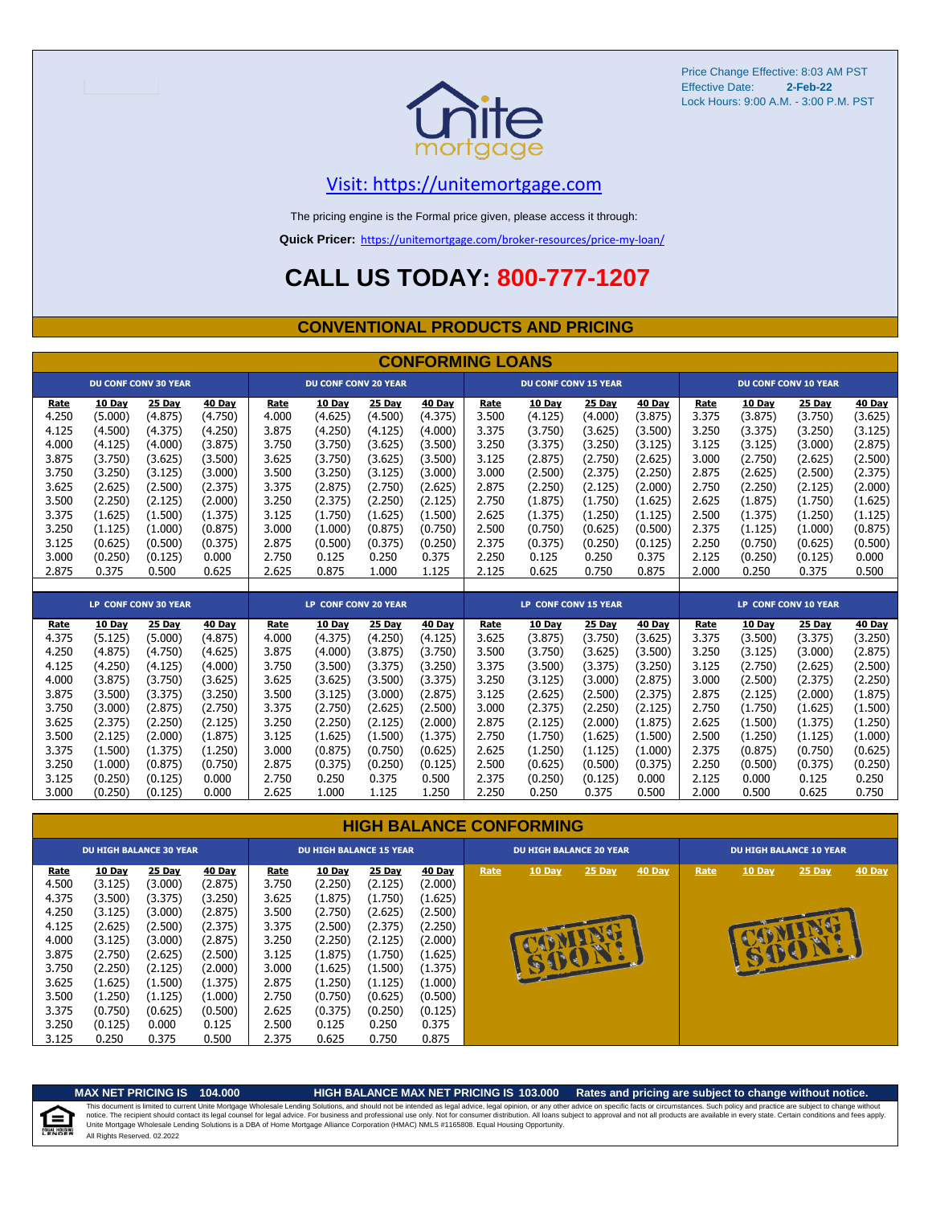Price Change Effective: 8:03 AM PST
Effective Date: **2-Feb-22**
Lock Hours: 9:00 A.M. - 3:00 P.M. PST

unite mortgage

Visit: https://unitemortgage.com

The pricing engine is the Formal price given, please access it through:

**Quick Pricer:** https://unitemortgage.com/broker-resources/price-my-loan/

# CALL US TODAY: 800-777-1207

## CONVENTIONAL PRODUCTS AND PRICING

### CONFORMING LOANS

| DU CONF CONV 30 YEAR | | | | DU CONF CONV 20 YEAR | | | | DU CONF CONV 15 YEAR | | | | DU CONF CONV 10 YEAR | | | |
|---|---|---|---|---|---|---|---|---|---|---|---|---|---|---|---|
| Rate | 10 Day | 25 Day | 40 Day | Rate | 10 Day | 25 Day | 40 Day | Rate | 10 Day | 25 Day | 40 Day | Rate | 10 Day | 25 Day | 40 Day |
| 4.250 | (5.000) | (4.875) | (4.750) | 4.000 | (4.625) | (4.500) | (4.375) | 3.500 | (4.125) | (4.000) | (3.875) | 3.375 | (3.875) | (3.750) | (3.625) |
| 4.125 | (4.500) | (4.375) | (4.250) | 3.875 | (4.250) | (4.125) | (4.000) | 3.375 | (3.750) | (3.625) | (3.500) | 3.250 | (3.375) | (3.250) | (3.125) |
| 4.000 | (4.125) | (4.000) | (3.875) | 3.750 | (3.750) | (3.625) | (3.500) | 3.250 | (3.375) | (3.250) | (3.125) | 3.125 | (3.125) | (3.000) | (2.875) |
| 3.875 | (3.750) | (3.625) | (3.500) | 3.625 | (3.750) | (3.625) | (3.500) | 3.125 | (2.875) | (2.750) | (2.625) | 3.000 | (2.750) | (2.625) | (2.500) |
| 3.750 | (3.250) | (3.125) | (3.000) | 3.500 | (3.250) | (3.125) | (3.000) | 3.000 | (2.500) | (2.375) | (2.250) | 2.875 | (2.625) | (2.500) | (2.375) |
| 3.625 | (2.625) | (2.500) | (2.375) | 3.375 | (2.875) | (2.750) | (2.625) | 2.875 | (2.250) | (2.125) | (2.000) | 2.750 | (2.250) | (2.125) | (2.000) |
| 3.500 | (2.250) | (2.125) | (2.000) | 3.250 | (2.375) | (2.250) | (2.125) | 2.750 | (1.875) | (1.750) | (1.625) | 2.625 | (1.875) | (1.750) | (1.625) |
| 3.375 | (1.625) | (1.500) | (1.375) | 3.125 | (1.750) | (1.625) | (1.500) | 2.625 | (1.375) | (1.250) | (1.125) | 2.500 | (1.375) | (1.250) | (1.125) |
| 3.250 | (1.125) | (1.000) | (0.875) | 3.000 | (1.000) | (0.875) | (0.750) | 2.500 | (0.750) | (0.625) | (0.500) | 2.375 | (1.125) | (1.000) | (0.875) |
| 3.125 | (0.625) | (0.500) | (0.375) | 2.875 | (0.500) | (0.375) | (0.250) | 2.375 | (0.375) | (0.250) | (0.125) | 2.250 | (0.750) | (0.625) | (0.500) |
| 3.000 | (0.250) | (0.125) | 0.000 | 2.750 | 0.125 | 0.250 | 0.375 | 2.250 | 0.125 | 0.250 | 0.375 | 2.125 | (0.250) | (0.125) | 0.000 |
| 2.875 | 0.375 | 0.500 | 0.625 | 2.625 | 0.875 | 1.000 | 1.125 | 2.125 | 0.625 | 0.750 | 0.875 | 2.000 | 0.250 | 0.375 | 0.500 |

| LP CONF CONV 30 YEAR | | | | LP CONF CONV 20 YEAR | | | | LP CONF CONV 15 YEAR | | | | LP CONF CONV 10 YEAR | | | |
|---|---|---|---|---|---|---|---|---|---|---|---|---|---|---|---|
| Rate | 10 Day | 25 Day | 40 Day | Rate | 10 Day | 25 Day | 40 Day | Rate | 10 Day | 25 Day | 40 Day | Rate | 10 Day | 25 Day | 40 Day |
| 4.375 | (5.125) | (5.000) | (4.875) | 4.000 | (4.375) | (4.250) | (4.125) | 3.625 | (3.875) | (3.750) | (3.625) | 3.375 | (3.500) | (3.375) | (3.250) |
| 4.250 | (4.875) | (4.750) | (4.625) | 3.875 | (4.000) | (3.875) | (3.750) | 3.500 | (3.750) | (3.625) | (3.500) | 3.250 | (3.125) | (3.000) | (2.875) |
| 4.125 | (4.250) | (4.125) | (4.000) | 3.750 | (3.500) | (3.375) | (3.250) | 3.375 | (3.500) | (3.375) | (3.250) | 3.125 | (2.750) | (2.625) | (2.500) |
| 4.000 | (3.875) | (3.750) | (3.625) | 3.625 | (3.625) | (3.500) | (3.375) | 3.250 | (3.125) | (3.000) | (2.875) | 3.000 | (2.500) | (2.375) | (2.250) |
| 3.875 | (3.500) | (3.375) | (3.250) | 3.500 | (3.125) | (3.000) | (2.875) | 3.125 | (2.625) | (2.500) | (2.375) | 2.875 | (2.125) | (2.000) | (1.875) |
| 3.750 | (3.000) | (2.875) | (2.750) | 3.375 | (2.750) | (2.625) | (2.500) | 3.000 | (2.375) | (2.250) | (2.125) | 2.750 | (1.750) | (1.625) | (1.500) |
| 3.625 | (2.375) | (2.250) | (2.125) | 3.250 | (2.250) | (2.125) | (2.000) | 2.875 | (2.125) | (2.000) | (1.875) | 2.625 | (1.500) | (1.375) | (1.250) |
| 3.500 | (2.125) | (2.000) | (1.875) | 3.125 | (1.625) | (1.500) | (1.375) | 2.750 | (1.750) | (1.625) | (1.500) | 2.500 | (1.250) | (1.125) | (1.000) |
| 3.375 | (1.500) | (1.375) | (1.250) | 3.000 | (0.875) | (0.750) | (0.625) | 2.625 | (1.250) | (1.125) | (1.000) | 2.375 | (0.875) | (0.750) | (0.625) |
| 3.250 | (1.000) | (0.875) | (0.750) | 2.875 | (0.375) | (0.250) | (0.125) | 2.500 | (0.625) | (0.500) | (0.375) | 2.250 | (0.500) | (0.375) | (0.250) |
| 3.125 | (0.250) | (0.125) | 0.000 | 2.750 | 0.250 | 0.375 | 0.500 | 2.375 | (0.250) | (0.125) | 0.000 | 2.125 | 0.000 | 0.125 | 0.250 |
| 3.000 | (0.250) | (0.125) | 0.000 | 2.625 | 1.000 | 1.125 | 1.250 | 2.250 | 0.250 | 0.375 | 0.500 | 2.000 | 0.500 | 0.625 | 0.750 |

### HIGH BALANCE CONFORMING

| DU HIGH BALANCE 30 YEAR | | | | DU HIGH BALANCE 15 YEAR | | | | DU HIGH BALANCE 20 YEAR | | | | DU HIGH BALANCE 10 YEAR | | | |
|---|---|---|---|---|---|---|---|---|---|---|---|---|---|---|---|
| Rate | 10 Day | 25 Day | 40 Day | Rate | 10 Day | 25 Day | 40 Day | Rate | 10 Day | 25 Day | 40 Day | Rate | 10 Day | 25 Day | 40 Day |
| 4.500 | (3.125) | (3.000) | (2.875) | 3.750 | (2.250) | (2.125) | (2.000) | COMING SOON! | | | | COMING SOON! | | | |
| 4.375 | (3.500) | (3.375) | (3.250) | 3.625 | (1.875) | (1.750) | (1.625) | | | | | | | | |
| 4.250 | (3.125) | (3.000) | (2.875) | 3.500 | (2.750) | (2.625) | (2.500) | | | | | | | | |
| 4.125 | (2.625) | (2.500) | (2.375) | 3.375 | (2.500) | (2.375) | (2.250) | | | | | | | | |
| 4.000 | (3.125) | (3.000) | (2.875) | 3.250 | (2.250) | (2.125) | (2.000) | | | | | | | | |
| 3.875 | (2.750) | (2.625) | (2.500) | 3.125 | (1.875) | (1.750) | (1.625) | | | | | | | | |
| 3.750 | (2.250) | (2.125) | (2.000) | 3.000 | (1.625) | (1.500) | (1.375) | | | | | | | | |
| 3.625 | (1.625) | (1.500) | (1.375) | 2.875 | (1.250) | (1.125) | (1.000) | | | | | | | | |
| 3.500 | (1.250) | (1.125) | (1.000) | 2.750 | (0.750) | (0.625) | (0.500) | | | | | | | | |
| 3.375 | (0.750) | (0.625) | (0.500) | 2.625 | (0.375) | (0.250) | (0.125) | | | | | | | | |
| 3.250 | (0.125) | 0.000 | 0.125 | 2.500 | 0.125 | 0.250 | 0.375 | | | | | | | | |
| 3.125 | 0.250 | 0.375 | 0.500 | 2.375 | 0.625 | 0.750 | 0.875 | | | | | | | | |

**MAX NET PRICING IS 104.000** **HIGH BALANCE MAX NET PRICING IS 103.000** **Rates and pricing are subject to change without notice.**

This document is limited to current Unite Mortgage Wholesale Lending Solutions, and should not be intended as legal advice, legal opinion, or any other advice on specific facts or circumstances. Such policy and practice are subject to change without notice. The recipient should contact its legal counsel for legal advice. For business and professional use only. Not for consumer distribution. All loans subject to approval and not all products are available in every state. Certain conditions and fees apply. Unite Mortgage Wholesale Lending Solutions is a DBA of Home Mortgage Alliance Corporation (HMAC) NMLS #1165808. Equal Housing Opportunity.
All Rights Reserved. 02.2022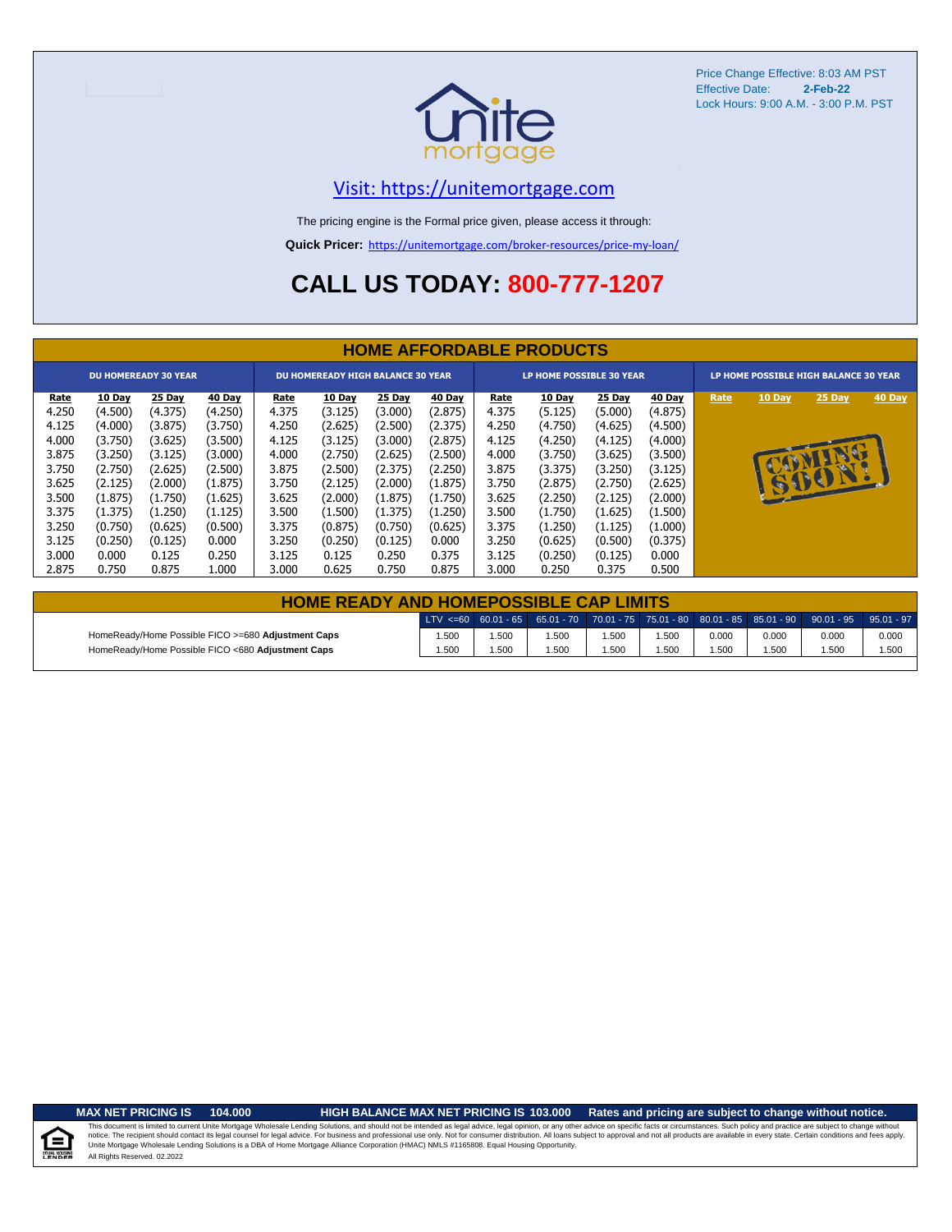Price Change Effective: 8:03 AM PST
Effective Date: **2-Feb-22**
Lock Hours: 9:00 A.M. - 3:00 P.M. PST

unite mortgage

Visit: https://unitemortgage.com

The pricing engine is the Formal price given, please access it through:

**Quick Pricer:** https://unitemortgage.com/broker-resources/price-my-loan/

# CALL US TODAY: 800-777-1207

## HOME AFFORDABLE PRODUCTS

| DU HOMEREADY 30 YEAR | | | | DU HOMEREADY HIGH BALANCE 30 YEAR | | | | LP HOME POSSIBLE 30 YEAR | | | | LP HOME POSSIBLE HIGH BALANCE 30 YEAR | | | |
|---|---|---|---|---|---|---|---|---|---|---|---|---|---|---|---|
| Rate | 10 Day | 25 Day | 40 Day | Rate | 10 Day | 25 Day | 40 Day | Rate | 10 Day | 25 Day | 40 Day | Rate | 10 Day | 25 Day | 40 Day |
| 4.250 | (4.500) | (4.375) | (4.250) | 4.375 | (3.125) | (3.000) | (2.875) | 4.375 | (5.125) | (5.000) | (4.875) | COMING SOON! | | | |
| 4.125 | (4.000) | (3.875) | (3.750) | 4.250 | (2.625) | (2.500) | (2.375) | 4.250 | (4.750) | (4.625) | (4.500) | | | | |
| 4.000 | (3.750) | (3.625) | (3.500) | 4.125 | (3.125) | (3.000) | (2.875) | 4.125 | (4.250) | (4.125) | (4.000) | | | | |
| 3.875 | (3.250) | (3.125) | (3.000) | 4.000 | (2.750) | (2.625) | (2.500) | 4.000 | (3.750) | (3.625) | (3.500) | | | | |
| 3.750 | (2.750) | (2.625) | (2.500) | 3.875 | (2.500) | (2.375) | (2.250) | 3.875 | (3.375) | (3.250) | (3.125) | | | | |
| 3.625 | (2.125) | (2.000) | (1.875) | 3.750 | (2.125) | (2.000) | (1.875) | 3.750 | (2.875) | (2.750) | (2.625) | | | | |
| 3.500 | (1.875) | (1.750) | (1.625) | 3.625 | (2.000) | (1.875) | (1.750) | 3.625 | (2.250) | (2.125) | (2.000) | | | | |
| 3.375 | (1.375) | (1.250) | (1.125) | 3.500 | (1.500) | (1.375) | (1.250) | 3.500 | (1.750) | (1.625) | (1.500) | | | | |
| 3.250 | (0.750) | (0.625) | (0.500) | 3.375 | (0.875) | (0.750) | (0.625) | 3.375 | (1.250) | (1.125) | (1.000) | | | | |
| 3.125 | (0.250) | (0.125) | 0.000 | 3.250 | (0.250) | (0.125) | 0.000 | 3.250 | (0.625) | (0.500) | (0.375) | | | | |
| 3.000 | 0.000 | 0.125 | 0.250 | 3.125 | 0.125 | 0.250 | 0.375 | 3.125 | (0.250) | (0.125) | 0.000 | | | | |
| 2.875 | 0.750 | 0.875 | 1.000 | 3.000 | 0.625 | 0.750 | 0.875 | 3.000 | 0.250 | 0.375 | 0.500 | | | | |

## HOME READY AND HOMEPOSSIBLE CAP LIMITS

| | LTV <=60 | 60.01 - 65 | 65.01 - 70 | 70.01 - 75 | 75.01 - 80 | 80.01 - 85 | 85.01 - 90 | 90.01 - 95 | 95.01 - 97 |
|---|---|---|---|---|---|---|---|---|---|
| HomeReady/Home Possible FICO >=680 **Adjustment Caps** | 1.500 | 1.500 | 1.500 | 1.500 | 1.500 | 0.000 | 0.000 | 0.000 | 0.000 |
| HomeReady/Home Possible FICO <680 **Adjustment Caps** | 1.500 | 1.500 | 1.500 | 1.500 | 1.500 | 1.500 | 1.500 | 1.500 | 1.500 |

**MAX NET PRICING IS 104.000** **HIGH BALANCE MAX NET PRICING IS 103.000** **Rates and pricing are subject to change without notice.**

This document is limited to current Unite Mortgage Wholesale Lending Solutions, and should not be intended as legal advice, legal opinion, or any other advice on specific facts or circumstances. Such policy and practice are subject to change without notice. The recipient should contact its legal counsel for legal advice. For business and professional use only. Not for consumer distribution. All loans subject to approval and not all products are available in every state. Certain conditions and fees apply. Unite Mortgage Wholesale Lending Solutions is a DBA of Home Mortgage Alliance Corporation (HMAC) NMLS #1165808. Equal Housing Opportunity.
All Rights Reserved. 02.2022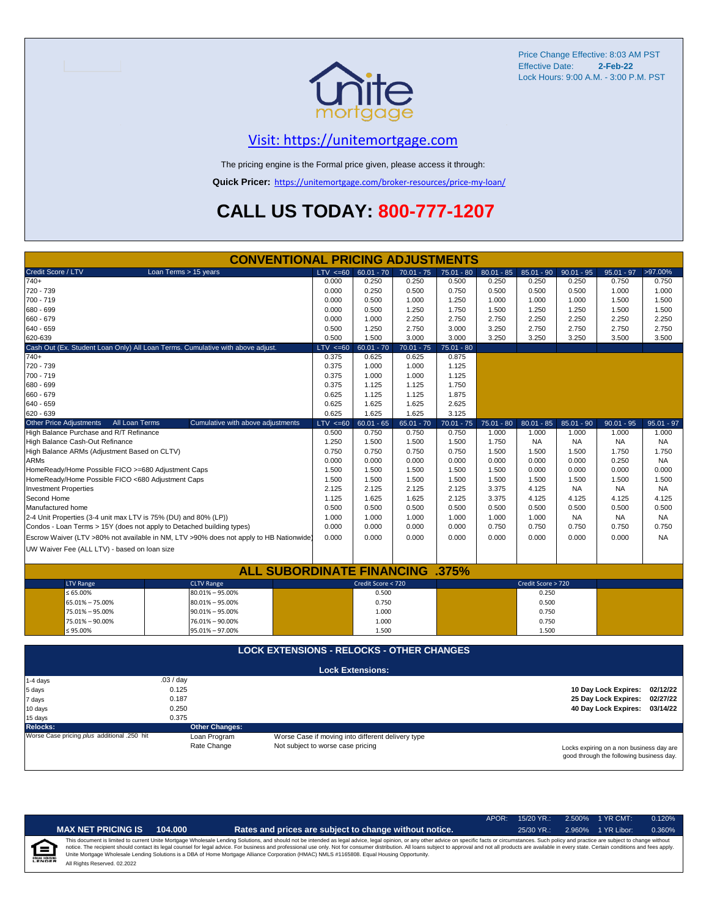Price Change Effective: 8:03 AM PST
Effective Date: **2-Feb-22**
Lock Hours: 9:00 A.M. - 3:00 P.M. PST

unite mortgage

## Visit: https://unitemortgage.com

The pricing engine is the Formal price given, please access it through:

**Quick Pricer:** https://unitemortgage.com/broker-resources/price-my-loan/

# CALL US TODAY: 800-777-1207

## CONVENTIONAL PRICING ADJUSTMENTS

| Credit Score / LTV — Loan Terms > 15 years | LTV <=60 | 60.01 - 70 | 70.01 - 75 | 75.01 - 80 | 80.01 - 85 | 85.01 - 90 | 90.01 - 95 | 95.01 - 97 | >97.00% |
|---|---|---|---|---|---|---|---|---|---|
| 740+ | 0.000 | 0.250 | 0.250 | 0.500 | 0.250 | 0.250 | 0.250 | 0.750 | 0.750 |
| 720 - 739 | 0.000 | 0.250 | 0.500 | 0.750 | 0.500 | 0.500 | 0.500 | 1.000 | 1.000 |
| 700 - 719 | 0.000 | 0.500 | 1.000 | 1.250 | 1.000 | 1.000 | 1.000 | 1.500 | 1.500 |
| 680 - 699 | 0.000 | 0.500 | 1.250 | 1.750 | 1.500 | 1.250 | 1.250 | 1.500 | 1.500 |
| 660 - 679 | 0.000 | 1.000 | 2.250 | 2.750 | 2.750 | 2.250 | 2.250 | 2.250 | 2.250 |
| 640 - 659 | 0.500 | 1.250 | 2.750 | 3.000 | 3.250 | 2.750 | 2.750 | 2.750 | 2.750 |
| 620-639 | 0.500 | 1.500 | 3.000 | 3.000 | 3.250 | 3.250 | 3.250 | 3.500 | 3.500 |

| Cash Out (Ex. Student Loan Only) All Loan Terms. Cumulative with above adjust. | LTV <=60 | 60.01 - 70 | 70.01 - 75 | 75.01 - 80 |
|---|---|---|---|---|
| 740+ | 0.375 | 0.625 | 0.625 | 0.875 |
| 720 - 739 | 0.375 | 1.000 | 1.000 | 1.125 |
| 700 - 719 | 0.375 | 1.000 | 1.000 | 1.125 |
| 680 - 699 | 0.375 | 1.125 | 1.125 | 1.750 |
| 660 - 679 | 0.625 | 1.125 | 1.125 | 1.875 |
| 640 - 659 | 0.625 | 1.625 | 1.625 | 2.625 |
| 620 - 639 | 0.625 | 1.625 | 1.625 | 3.125 |

| Other Price Adjustments — All Loan Terms — Cumulative with above adjustments | LTV <=60 | 60.01 - 65 | 65.01 - 70 | 70.01 - 75 | 75.01 - 80 | 80.01 - 85 | 85.01 - 90 | 90.01 - 95 | 95.01 - 97 |
|---|---|---|---|---|---|---|---|---|---|
| High Balance Purchase and R/T Refinance | 0.500 | 0.750 | 0.750 | 0.750 | 1.000 | 1.000 | 1.000 | 1.000 | 1.000 |
| High Balance Cash-Out Refinance | 1.250 | 1.500 | 1.500 | 1.500 | 1.750 | NA | NA | NA | NA |
| High Balance ARMs (Adjustment Based on CLTV) | 0.750 | 0.750 | 0.750 | 0.750 | 1.500 | 1.500 | 1.500 | 1.750 | 1.750 |
| ARMs | 0.000 | 0.000 | 0.000 | 0.000 | 0.000 | 0.000 | 0.000 | 0.250 | NA |
| HomeReady/Home Possible FICO >=680 Adjustment Caps | 1.500 | 1.500 | 1.500 | 1.500 | 1.500 | 0.000 | 0.000 | 0.000 | 0.000 |
| HomeReady/Home Possible FICO <680 Adjustment Caps | 1.500 | 1.500 | 1.500 | 1.500 | 1.500 | 1.500 | 1.500 | 1.500 | 1.500 |
| Investment Properties | 2.125 | 2.125 | 2.125 | 2.125 | 3.375 | 4.125 | NA | NA | NA |
| Second Home | 1.125 | 1.625 | 1.625 | 2.125 | 3.375 | 4.125 | 4.125 | 4.125 | 4.125 |
| Manufactured home | 0.500 | 0.500 | 0.500 | 0.500 | 0.500 | 0.500 | 0.500 | 0.500 | 0.500 |
| 2-4 Unit Properties (3-4 unit max LTV is 75% (DU) and 80% (LP)) | 1.000 | 1.000 | 1.000 | 1.000 | 1.000 | 1.000 | NA | NA | NA |
| Condos - Loan Terms > 15Y (does not apply to Detached building types) | 0.000 | 0.000 | 0.000 | 0.000 | 0.750 | 0.750 | 0.750 | 0.750 | 0.750 |
| Escrow Waiver (LTV >80% not available in NM, LTV >90% does not apply to HB Nationwide) | 0.000 | 0.000 | 0.000 | 0.000 | 0.000 | 0.000 | 0.000 | 0.000 | NA |
| UW Waiver Fee (ALL LTV) - based on loan size | | | | | | | | | |

## ALL SUBORDINATE FINANCING .375%

| LTV Range | CLTV Range | Credit Score < 720 | Credit Score > 720 |
|---|---|---|---|
| ≤ 65.00% | 80.01% – 95.00% | 0.500 | 0.250 |
| 65.01% – 75.00% | 80.01% – 95.00% | 0.750 | 0.500 |
| 75.01% – 95.00% | 90.01% – 95.00% | 1.000 | 0.750 |
| 75.01% – 90.00% | 76.01% – 90.00% | 1.000 | 0.750 |
| ≤ 95.00% | 95.01% – 97.00% | 1.500 | 1.500 |

## LOCK EXTENSIONS - RELOCKS - OTHER CHANGES

### Lock Extensions:

| | |
|---|---|
| 1-4 days | .03 / day |
| 5 days | 0.125 |
| 7 days | 0.187 |
| 10 days | 0.250 |
| 15 days | 0.375 |

| | |
|---|---|
| **10 Day Lock Expires:** | **02/12/22** |
| **25 Day Lock Expires:** | **02/27/22** |
| **40 Day Lock Expires:** | **03/14/22** |

**Relocks:**
Worse Case pricing *plus* additional .250 hit

**Other Changes:**

| | |
|---|---|
| Loan Program | Worse Case if moving into different delivery type |
| Rate Change | Not subject to worse case pricing |

Locks expiring on a non business day are good through the following business day.

| APOR: | 15/20 YR.: | 2.500% | 1 YR CMT: | 0.120% |
|---|---|---|---|---|
| | 25/30 YR.: | 2.960% | 1 YR Libor: | 0.360% |

**MAX NET PRICING IS 104.000** — **Rates and prices are subject to change without notice.**

This document is limited to current Unite Mortgage Wholesale Lending Solutions, and should not be intended as legal advice, legal opinion, or any other advice on specific facts or circumstances. Such policy and practice are subject to change without notice. The recipient should contact its legal counsel for legal advice. For business and professional use only. Not for consumer distribution. All loans subject to approval and not all products are available in every state. Certain conditions and fees apply. Unite Mortgage Wholesale Lending Solutions is a DBA of Home Mortgage Alliance Corporation (HMAC) NMLS #1165808. Equal Housing Opportunity.

All Rights Reserved. 02.2022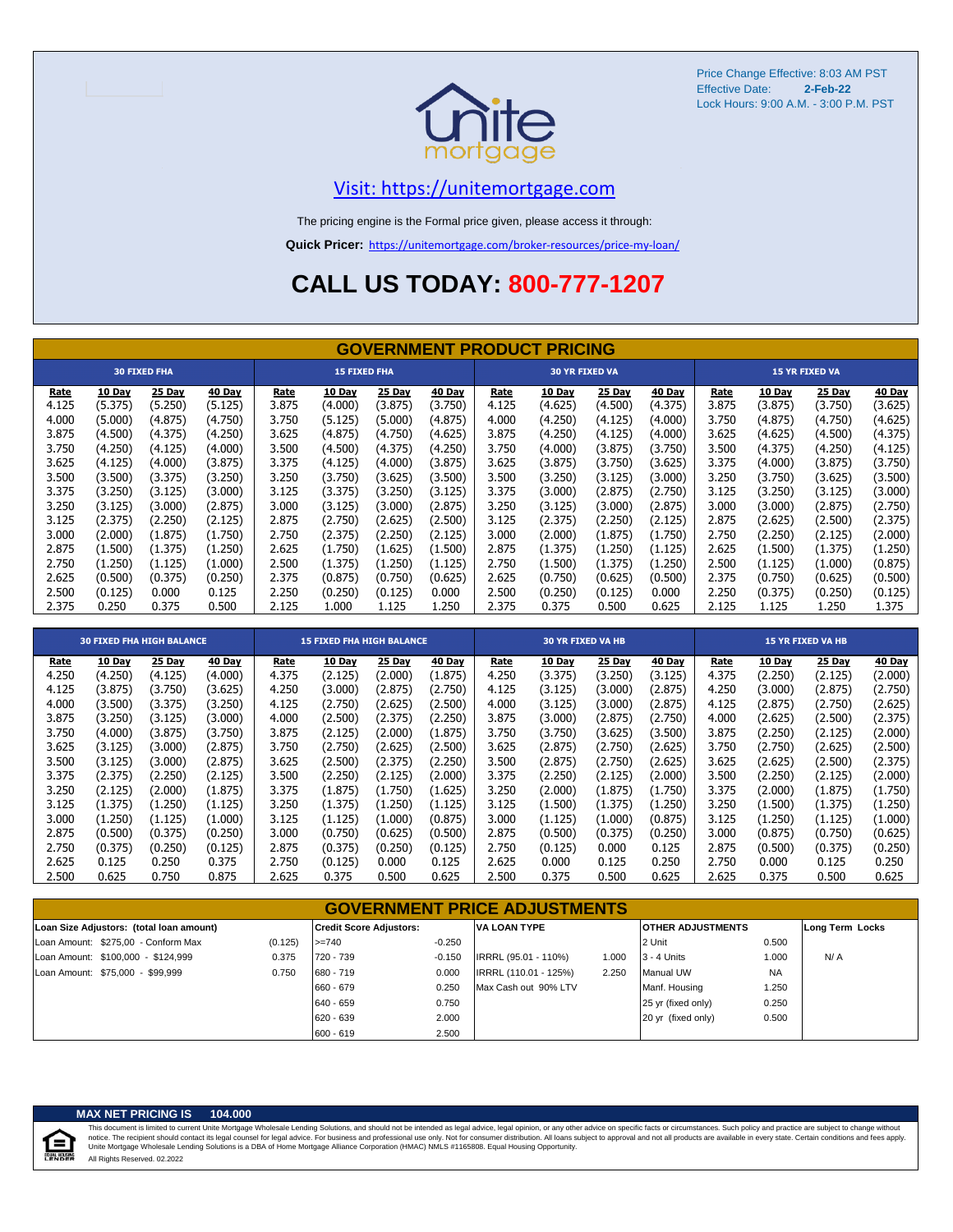Price Change Effective: 8:03 AM PST
Effective Date: **2-Feb-22**
Lock Hours: 9:00 A.M. - 3:00 P.M. PST

unite mortgage

Visit: https://unitemortgage.com

The pricing engine is the Formal price given, please access it through:

**Quick Pricer:** https://unitemortgage.com/broker-resources/price-my-loan/

# CALL US TODAY: 800-777-1207

## GOVERNMENT PRODUCT PRICING

| 30 FIXED FHA | | | | 15 FIXED FHA | | | | 30 YR FIXED VA | | | | 15 YR FIXED VA | | | |
|---|---|---|---|---|---|---|---|---|---|---|---|---|---|---|---|
| Rate | 10 Day | 25 Day | 40 Day | Rate | 10 Day | 25 Day | 40 Day | Rate | 10 Day | 25 Day | 40 Day | Rate | 10 Day | 25 Day | 40 Day |
| 4.125 | (5.375) | (5.250) | (5.125) | 3.875 | (4.000) | (3.875) | (3.750) | 4.125 | (4.625) | (4.500) | (4.375) | 3.875 | (3.875) | (3.750) | (3.625) |
| 4.000 | (5.000) | (4.875) | (4.750) | 3.750 | (5.125) | (5.000) | (4.875) | 4.000 | (4.250) | (4.125) | (4.000) | 3.750 | (4.875) | (4.750) | (4.625) |
| 3.875 | (4.500) | (4.375) | (4.250) | 3.625 | (4.875) | (4.750) | (4.625) | 3.875 | (4.250) | (4.125) | (4.000) | 3.625 | (4.625) | (4.500) | (4.375) |
| 3.750 | (4.250) | (4.125) | (4.000) | 3.500 | (4.500) | (4.375) | (4.250) | 3.750 | (4.000) | (3.875) | (3.750) | 3.500 | (4.375) | (4.250) | (4.125) |
| 3.625 | (4.125) | (4.000) | (3.875) | 3.375 | (4.125) | (4.000) | (3.875) | 3.625 | (3.875) | (3.750) | (3.625) | 3.375 | (4.000) | (3.875) | (3.750) |
| 3.500 | (3.500) | (3.375) | (3.250) | 3.250 | (3.750) | (3.625) | (3.500) | 3.500 | (3.250) | (3.125) | (3.000) | 3.250 | (3.750) | (3.625) | (3.500) |
| 3.375 | (3.250) | (3.125) | (3.000) | 3.125 | (3.375) | (3.250) | (3.125) | 3.375 | (3.000) | (2.875) | (2.750) | 3.125 | (3.250) | (3.125) | (3.000) |
| 3.250 | (3.125) | (3.000) | (2.875) | 3.000 | (3.125) | (3.000) | (2.875) | 3.250 | (3.125) | (3.000) | (2.875) | 3.000 | (3.000) | (2.875) | (2.750) |
| 3.125 | (2.375) | (2.250) | (2.125) | 2.875 | (2.750) | (2.625) | (2.500) | 3.125 | (2.375) | (2.250) | (2.125) | 2.875 | (2.625) | (2.500) | (2.375) |
| 3.000 | (2.000) | (1.875) | (1.750) | 2.750 | (2.375) | (2.250) | (2.125) | 3.000 | (2.000) | (1.875) | (1.750) | 2.750 | (2.250) | (2.125) | (2.000) |
| 2.875 | (1.500) | (1.375) | (1.250) | 2.625 | (1.750) | (1.625) | (1.500) | 2.875 | (1.375) | (1.250) | (1.125) | 2.625 | (1.500) | (1.375) | (1.250) |
| 2.750 | (1.250) | (1.125) | (1.000) | 2.500 | (1.375) | (1.250) | (1.125) | 2.750 | (1.500) | (1.375) | (1.250) | 2.500 | (1.125) | (1.000) | (0.875) |
| 2.625 | (0.500) | (0.375) | (0.250) | 2.375 | (0.875) | (0.750) | (0.625) | 2.625 | (0.750) | (0.625) | (0.500) | 2.375 | (0.750) | (0.625) | (0.500) |
| 2.500 | (0.125) | 0.000 | 0.125 | 2.250 | (0.250) | (0.125) | 0.000 | 2.500 | (0.250) | (0.125) | 0.000 | 2.250 | (0.375) | (0.250) | (0.125) |
| 2.375 | 0.250 | 0.375 | 0.500 | 2.125 | 1.000 | 1.125 | 1.250 | 2.375 | 0.375 | 0.500 | 0.625 | 2.125 | 1.125 | 1.250 | 1.375 |

| 30 FIXED FHA HIGH BALANCE | | | | 15 FIXED FHA HIGH BALANCE | | | | 30 YR FIXED VA HB | | | | 15 YR FIXED VA HB | | | |
|---|---|---|---|---|---|---|---|---|---|---|---|---|---|---|---|
| Rate | 10 Day | 25 Day | 40 Day | Rate | 10 Day | 25 Day | 40 Day | Rate | 10 Day | 25 Day | 40 Day | Rate | 10 Day | 25 Day | 40 Day |
| 4.250 | (4.250) | (4.125) | (4.000) | 4.375 | (2.125) | (2.000) | (1.875) | 4.250 | (3.375) | (3.250) | (3.125) | 4.375 | (2.250) | (2.125) | (2.000) |
| 4.125 | (3.875) | (3.750) | (3.625) | 4.250 | (3.000) | (2.875) | (2.750) | 4.125 | (3.125) | (3.000) | (2.875) | 4.250 | (3.000) | (2.875) | (2.750) |
| 4.000 | (3.500) | (3.375) | (3.250) | 4.125 | (2.750) | (2.625) | (2.500) | 4.000 | (3.125) | (3.000) | (2.875) | 4.125 | (2.875) | (2.750) | (2.625) |
| 3.875 | (3.250) | (3.125) | (3.000) | 4.000 | (2.500) | (2.375) | (2.250) | 3.875 | (3.000) | (2.875) | (2.750) | 4.000 | (2.625) | (2.500) | (2.375) |
| 3.750 | (4.000) | (3.875) | (3.750) | 3.875 | (2.125) | (2.000) | (1.875) | 3.750 | (3.750) | (3.625) | (3.500) | 3.875 | (2.250) | (2.125) | (2.000) |
| 3.625 | (3.125) | (3.000) | (2.875) | 3.750 | (2.750) | (2.625) | (2.500) | 3.625 | (2.875) | (2.750) | (2.625) | 3.750 | (2.750) | (2.625) | (2.500) |
| 3.500 | (3.125) | (3.000) | (2.875) | 3.625 | (2.500) | (2.375) | (2.250) | 3.500 | (2.875) | (2.750) | (2.625) | 3.625 | (2.625) | (2.500) | (2.375) |
| 3.375 | (2.375) | (2.250) | (2.125) | 3.500 | (2.250) | (2.125) | (2.000) | 3.375 | (2.250) | (2.125) | (2.000) | 3.500 | (2.250) | (2.125) | (2.000) |
| 3.250 | (2.125) | (2.000) | (1.875) | 3.375 | (1.875) | (1.750) | (1.625) | 3.250 | (2.000) | (1.875) | (1.750) | 3.375 | (2.000) | (1.875) | (1.750) |
| 3.125 | (1.375) | (1.250) | (1.125) | 3.250 | (1.375) | (1.250) | (1.125) | 3.125 | (1.500) | (1.375) | (1.250) | 3.250 | (1.500) | (1.375) | (1.250) |
| 3.000 | (1.250) | (1.125) | (1.000) | 3.125 | (1.125) | (1.000) | (0.875) | 3.000 | (1.125) | (1.000) | (0.875) | 3.125 | (1.250) | (1.125) | (1.000) |
| 2.875 | (0.500) | (0.375) | (0.250) | 3.000 | (0.750) | (0.625) | (0.500) | 2.875 | (0.500) | (0.375) | (0.250) | 3.000 | (0.875) | (0.750) | (0.625) |
| 2.750 | (0.375) | (0.250) | (0.125) | 2.875 | (0.375) | (0.250) | (0.125) | 2.750 | (0.125) | 0.000 | 0.125 | 2.875 | (0.500) | (0.375) | (0.250) |
| 2.625 | 0.125 | 0.250 | 0.375 | 2.750 | (0.125) | 0.000 | 0.125 | 2.625 | 0.000 | 0.125 | 0.250 | 2.750 | 0.000 | 0.125 | 0.250 |
| 2.500 | 0.625 | 0.750 | 0.875 | 2.625 | 0.375 | 0.500 | 0.625 | 2.500 | 0.375 | 0.500 | 0.625 | 2.625 | 0.375 | 0.500 | 0.625 |

## GOVERNMENT PRICE ADJUSTMENTS

| Loan Size Adjustors: (total loan amount) | | Credit Score Adjustors: | | VA LOAN TYPE | | OTHER ADJUSTMENTS | | Long Term Locks |
|---|---|---|---|---|---|---|---|---|
| Loan Amount: $275,000 - Conform Max | (0.125) | >=740 | -0.250 | | | 2 Unit | 0.500 | |
| Loan Amount: $100,000 - $124,999 | 0.375 | 720 - 739 | -0.150 | IRRRL (95.01 - 110%) | 1.000 | 3 - 4 Units | 1.000 | N/A |
| Loan Amount: $75,000 - $99,999 | 0.750 | 680 - 719 | 0.000 | IRRRL (110.01 - 125%) | 2.250 | Manual UW | NA | |
| | | 660 - 679 | 0.250 | Max Cash out 90% LTV | | Manf. Housing | 1.250 | |
| | | 640 - 659 | 0.750 | | | 25 yr (fixed only) | 0.250 | |
| | | 620 - 639 | 2.000 | | | 20 yr (fixed only) | 0.500 | |
| | | 600 - 619 | 2.500 | | | | | |

**MAX NET PRICING IS 104.000**

This document is limited to current Unite Mortgage Wholesale Lending Solutions, and should not be intended as legal advice, legal opinion, or any other advice on specific facts or circumstances. Such policy and practice are subject to change without notice. The recipient should contact its legal counsel for legal advice. For business and professional use only. Not for consumer distribution. All loans subject to approval and not all products are available in every state. Certain conditions and fees apply. Unite Mortgage Wholesale Lending Solutions is a DBA of Home Mortgage Alliance Corporation (HMAC) NMLS #1165808. Equal Housing Opportunity.
All Rights Reserved. 02.2022